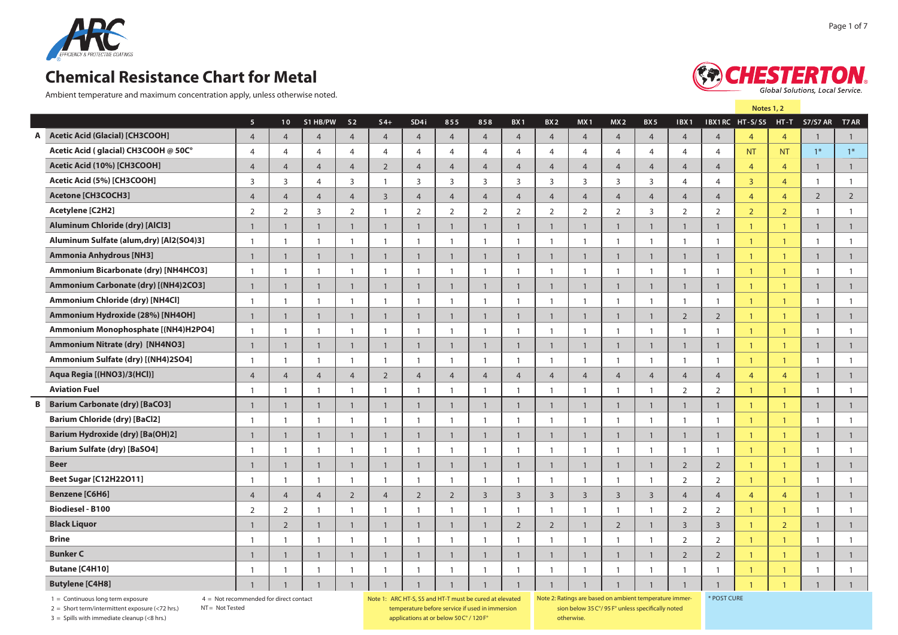# Chemical Resistance Chart for Metal

Ambient temperature and maximum concentration apply, unless otherwise noted.

| | | 5 | 10 | S1 HB/PW | S2 | S4+ | SD4i | 855 | 858 | BX1 | BX2 | MX1 | MX2 | BX5 | IBX1 | IBX1RC | HT-S/S5 (Notes 1, 2) | HT-T (Notes 1, 2) | S7/S7 AR | T7 AR |
|---|---|---|---|---|---|---|---|---|---|---|---|---|---|---|---|---|---|---|---|---|
| A | Acetic Acid (Glacial) [CH3COOH] | 4 | 4 | 4 | 4 | 4 | 4 | 4 | 4 | 4 | 4 | 4 | 4 | 4 | 4 | 4 | 4 | 4 | 1 | 1 |
| | Acetic Acid ( glacial) CH3COOH @ 50C° | 4 | 4 | 4 | 4 | 4 | 4 | 4 | 4 | 4 | 4 | 4 | 4 | 4 | 4 | 4 | NT | NT | 1* | 1* |
| | Acetic Acid (10%) [CH3COOH] | 4 | 4 | 4 | 4 | 2 | 4 | 4 | 4 | 4 | 4 | 4 | 4 | 4 | 4 | 4 | 4 | 4 | 1 | 1 |
| | Acetic Acid (5%) [CH3COOH] | 3 | 3 | 4 | 3 | 1 | 3 | 3 | 3 | 3 | 3 | 3 | 3 | 3 | 4 | 4 | 3 | 4 | 1 | 1 |
| | Acetone [CH3COCH3] | 4 | 4 | 4 | 4 | 3 | 4 | 4 | 4 | 4 | 4 | 4 | 4 | 4 | 4 | 4 | 4 | 4 | 2 | 2 |
| | Acetylene [C2H2] | 2 | 2 | 3 | 2 | 1 | 2 | 2 | 2 | 2 | 2 | 2 | 2 | 3 | 2 | 2 | 2 | 2 | 1 | 1 |
| | Aluminum Chloride (dry) [AlCl3] | 1 | 1 | 1 | 1 | 1 | 1 | 1 | 1 | 1 | 1 | 1 | 1 | 1 | 1 | 1 | 1 | 1 | 1 | 1 |
| | Aluminum Sulfate (alum,dry) [Al2(SO4)3] | 1 | 1 | 1 | 1 | 1 | 1 | 1 | 1 | 1 | 1 | 1 | 1 | 1 | 1 | 1 | 1 | 1 | 1 | 1 |
| | Ammonia Anhydrous [NH3] | 1 | 1 | 1 | 1 | 1 | 1 | 1 | 1 | 1 | 1 | 1 | 1 | 1 | 1 | 1 | 1 | 1 | 1 | 1 |
| | Ammonium Bicarbonate (dry) [NH4HCO3] | 1 | 1 | 1 | 1 | 1 | 1 | 1 | 1 | 1 | 1 | 1 | 1 | 1 | 1 | 1 | 1 | 1 | 1 | 1 |
| | Ammonium Carbonate (dry) [(NH4)2CO3] | 1 | 1 | 1 | 1 | 1 | 1 | 1 | 1 | 1 | 1 | 1 | 1 | 1 | 1 | 1 | 1 | 1 | 1 | 1 |
| | Ammonium Chloride (dry) [NH4Cl] | 1 | 1 | 1 | 1 | 1 | 1 | 1 | 1 | 1 | 1 | 1 | 1 | 1 | 1 | 1 | 1 | 1 | 1 | 1 |
| | Ammonium Hydroxide (28%) [NH4OH] | 1 | 1 | 1 | 1 | 1 | 1 | 1 | 1 | 1 | 1 | 1 | 1 | 1 | 2 | 2 | 1 | 1 | 1 | 1 |
| | Ammonium Monophosphate [(NH4)H2PO4] | 1 | 1 | 1 | 1 | 1 | 1 | 1 | 1 | 1 | 1 | 1 | 1 | 1 | 1 | 1 | 1 | 1 | 1 | 1 |
| | Ammonium Nitrate (dry) [NH4NO3] | 1 | 1 | 1 | 1 | 1 | 1 | 1 | 1 | 1 | 1 | 1 | 1 | 1 | 1 | 1 | 1 | 1 | 1 | 1 |
| | Ammonium Sulfate (dry) [(NH4)2SO4] | 1 | 1 | 1 | 1 | 1 | 1 | 1 | 1 | 1 | 1 | 1 | 1 | 1 | 1 | 1 | 1 | 1 | 1 | 1 |
| | Aqua Regia [(HNO3)/3(HCl)] | 4 | 4 | 4 | 4 | 2 | 4 | 4 | 4 | 4 | 4 | 4 | 4 | 4 | 4 | 4 | 4 | 4 | 1 | 1 |
| | Aviation Fuel | 1 | 1 | 1 | 1 | 1 | 1 | 1 | 1 | 1 | 1 | 1 | 1 | 1 | 2 | 2 | 1 | 1 | 1 | 1 |
| B | Barium Carbonate (dry) [BaCO3] | 1 | 1 | 1 | 1 | 1 | 1 | 1 | 1 | 1 | 1 | 1 | 1 | 1 | 1 | 1 | 1 | 1 | 1 | 1 |
| | Barium Chloride (dry) [BaCl2] | 1 | 1 | 1 | 1 | 1 | 1 | 1 | 1 | 1 | 1 | 1 | 1 | 1 | 1 | 1 | 1 | 1 | 1 | 1 |
| | Barium Hydroxide (dry) [Ba(OH)2] | 1 | 1 | 1 | 1 | 1 | 1 | 1 | 1 | 1 | 1 | 1 | 1 | 1 | 1 | 1 | 1 | 1 | 1 | 1 |
| | Barium Sulfate (dry) [BaSO4] | 1 | 1 | 1 | 1 | 1 | 1 | 1 | 1 | 1 | 1 | 1 | 1 | 1 | 1 | 1 | 1 | 1 | 1 | 1 |
| | Beer | 1 | 1 | 1 | 1 | 1 | 1 | 1 | 1 | 1 | 1 | 1 | 1 | 1 | 2 | 2 | 1 | 1 | 1 | 1 |
| | Beet Sugar [C12H22O11] | 1 | 1 | 1 | 1 | 1 | 1 | 1 | 1 | 1 | 1 | 1 | 1 | 1 | 2 | 2 | 1 | 1 | 1 | 1 |
| | Benzene [C6H6] | 4 | 4 | 4 | 2 | 4 | 2 | 2 | 3 | 3 | 3 | 3 | 3 | 3 | 4 | 4 | 4 | 4 | 1 | 1 |
| | Biodiesel - B100 | 2 | 2 | 1 | 1 | 1 | 1 | 1 | 1 | 1 | 1 | 1 | 1 | 1 | 2 | 2 | 1 | 1 | 1 | 1 |
| | Black Liquor | 1 | 2 | 1 | 1 | 1 | 1 | 1 | 1 | 2 | 2 | 1 | 2 | 1 | 3 | 3 | 1 | 2 | 1 | 1 |
| | Brine | 1 | 1 | 1 | 1 | 1 | 1 | 1 | 1 | 1 | 1 | 1 | 1 | 1 | 2 | 2 | 1 | 1 | 1 | 1 |
| | Bunker C | 1 | 1 | 1 | 1 | 1 | 1 | 1 | 1 | 1 | 1 | 1 | 1 | 1 | 2 | 2 | 1 | 1 | 1 | 1 |
| | Butane [C4H10] | 1 | 1 | 1 | 1 | 1 | 1 | 1 | 1 | 1 | 1 | 1 | 1 | 1 | 1 | 1 | 1 | 1 | 1 | 1 |
| | Butylene [C4H8] | 1 | 1 | 1 | 1 | 1 | 1 | 1 | 1 | 1 | 1 | 1 | 1 | 1 | 1 | 1 | 1 | 1 | 1 | 1 |

1 = Continuous long term exposure
2 = Short term/intermittent exposure (<72 hrs.)
3 = Spills with immediate cleanup (<8 hrs.)
4 = Not recommended for direct contact
NT = Not Tested

Note 1: ARC HT-S, S5 and HT-T must be cured at elevated temperature before service if used in immersion applications at or below 50C° / 120F°

Note 2: Ratings are based on ambient temperature immersion below 35C°/ 95F° unless specifically noted otherwise.

* POST CURE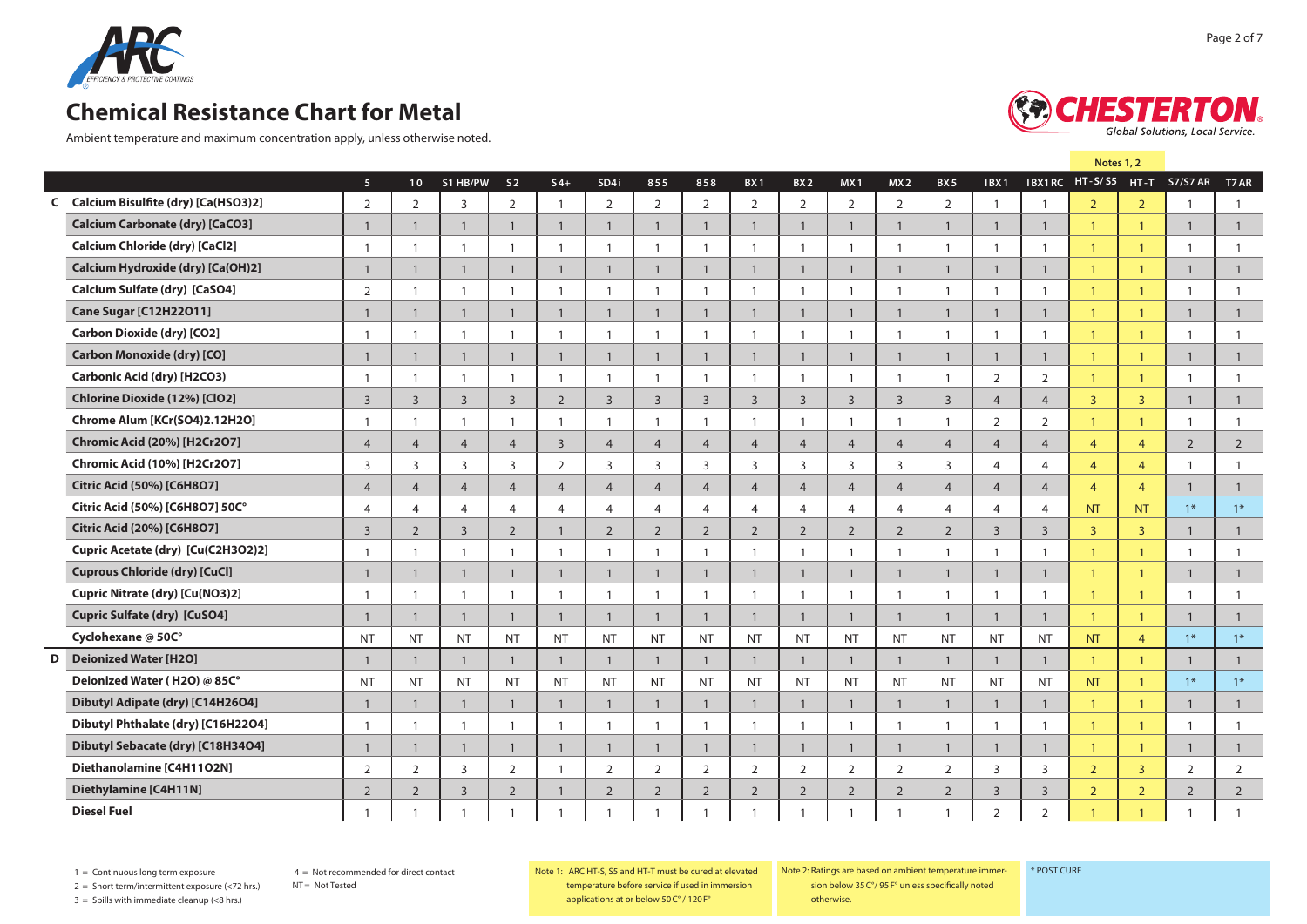# Chemical Resistance Chart for Metal

Ambient temperature and maximum concentration apply, unless otherwise noted.

| | | 5 | 10 | S1 HB/PW | S2 | S4+ | SD4i | 855 | 858 | BX1 | BX2 | MX1 | MX2 | BX5 | IBX1 | IBX1RC | HT-S/S5 (Notes 1, 2) | HT-T (Notes 1, 2) | S7/S7 AR | T7AR |
|---|---|---|---|---|---|---|---|---|---|---|---|---|---|---|---|---|---|---|---|---|
| C | Calcium Bisulfite (dry) [$Ca(HSO_3)_2$] | 2 | 2 | 3 | 2 | 1 | 2 | 2 | 2 | 2 | 2 | 2 | 2 | 2 | 1 | 1 | 2 | 2 | 1 | 1 |
| | Calcium Carbonate (dry) [$CaCO_3$] | 1 | 1 | 1 | 1 | 1 | 1 | 1 | 1 | 1 | 1 | 1 | 1 | 1 | 1 | 1 | 1 | 1 | 1 | 1 |
| | Calcium Chloride (dry) [$CaCl_2$] | 1 | 1 | 1 | 1 | 1 | 1 | 1 | 1 | 1 | 1 | 1 | 1 | 1 | 1 | 1 | 1 | 1 | 1 | 1 |
| | Calcium Hydroxide (dry) [$Ca(OH)_2$] | 1 | 1 | 1 | 1 | 1 | 1 | 1 | 1 | 1 | 1 | 1 | 1 | 1 | 1 | 1 | 1 | 1 | 1 | 1 |
| | Calcium Sulfate (dry) [$CaSO_4$] | 2 | 1 | 1 | 1 | 1 | 1 | 1 | 1 | 1 | 1 | 1 | 1 | 1 | 1 | 1 | 1 | 1 | 1 | 1 |
| | Cane Sugar [$C_{12}H_{22}O_{11}$] | 1 | 1 | 1 | 1 | 1 | 1 | 1 | 1 | 1 | 1 | 1 | 1 | 1 | 1 | 1 | 1 | 1 | 1 | 1 |
| | Carbon Dioxide (dry) [$CO_2$] | 1 | 1 | 1 | 1 | 1 | 1 | 1 | 1 | 1 | 1 | 1 | 1 | 1 | 1 | 1 | 1 | 1 | 1 | 1 |
| | Carbon Monoxide (dry) [CO] | 1 | 1 | 1 | 1 | 1 | 1 | 1 | 1 | 1 | 1 | 1 | 1 | 1 | 1 | 1 | 1 | 1 | 1 | 1 |
| | Carbonic Acid (dry) [$H_2CO_3$] | 1 | 1 | 1 | 1 | 1 | 1 | 1 | 1 | 1 | 1 | 1 | 1 | 1 | 2 | 2 | 1 | 1 | 1 | 1 |
| | Chlorine Dioxide (12%) [$ClO_2$] | 3 | 3 | 3 | 3 | 2 | 3 | 3 | 3 | 3 | 3 | 3 | 3 | 3 | 4 | 4 | 3 | 3 | 1 | 1 |
| | Chrome Alum [$KCr(SO_4)_2.12H_2O$] | 1 | 1 | 1 | 1 | 1 | 1 | 1 | 1 | 1 | 1 | 1 | 1 | 1 | 2 | 2 | 1 | 1 | 1 | 1 |
| | Chromic Acid (20%) [$H_2Cr_2O_7$] | 4 | 4 | 4 | 4 | 3 | 4 | 4 | 4 | 4 | 4 | 4 | 4 | 4 | 4 | 4 | 4 | 4 | 2 | 2 |
| | Chromic Acid (10%) [$H_2Cr_2O_7$] | 3 | 3 | 3 | 3 | 2 | 3 | 3 | 3 | 3 | 3 | 3 | 3 | 3 | 4 | 4 | 4 | 4 | 1 | 1 |
| | Citric Acid (50%) [$C_6H_8O_7$] | 4 | 4 | 4 | 4 | 4 | 4 | 4 | 4 | 4 | 4 | 4 | 4 | 4 | 4 | 4 | 4 | 4 | 1 | 1 |
| | Citric Acid (50%) [$C_6H_8O_7$] 50C° | 4 | 4 | 4 | 4 | 4 | 4 | 4 | 4 | 4 | 4 | 4 | 4 | 4 | 4 | 4 | NT | NT | 1* | 1* |
| | Citric Acid (20%) [$C_6H_8O_7$] | 3 | 2 | 3 | 2 | 1 | 2 | 2 | 2 | 2 | 2 | 2 | 2 | 2 | 3 | 3 | 3 | 3 | 1 | 1 |
| | Cupric Acetate (dry) [$Cu(C_2H_3O_2)_2$] | 1 | 1 | 1 | 1 | 1 | 1 | 1 | 1 | 1 | 1 | 1 | 1 | 1 | 1 | 1 | 1 | 1 | 1 | 1 |
| | Cuprous Chloride (dry) [CuCl] | 1 | 1 | 1 | 1 | 1 | 1 | 1 | 1 | 1 | 1 | 1 | 1 | 1 | 1 | 1 | 1 | 1 | 1 | 1 |
| | Cupric Nitrate (dry) [$Cu(NO_3)_2$] | 1 | 1 | 1 | 1 | 1 | 1 | 1 | 1 | 1 | 1 | 1 | 1 | 1 | 1 | 1 | 1 | 1 | 1 | 1 |
| | Cupric Sulfate (dry) [$CuSO_4$] | 1 | 1 | 1 | 1 | 1 | 1 | 1 | 1 | 1 | 1 | 1 | 1 | 1 | 1 | 1 | 1 | 1 | 1 | 1 |
| | Cyclohexane @ 50C° | NT | NT | NT | NT | NT | NT | NT | NT | NT | NT | NT | NT | NT | NT | NT | NT | 4 | 1* | 1* |
| D | Deionized Water [$H_2O$] | 1 | 1 | 1 | 1 | 1 | 1 | 1 | 1 | 1 | 1 | 1 | 1 | 1 | 1 | 1 | 1 | 1 | 1 | 1 |
| | Deionized Water ( $H_2O$) @ 85C° | NT | NT | NT | NT | NT | NT | NT | NT | NT | NT | NT | NT | NT | NT | NT | NT | 1 | 1* | 1* |
| | Dibutyl Adipate (dry) [$C_{14}H_{26}O_4$] | 1 | 1 | 1 | 1 | 1 | 1 | 1 | 1 | 1 | 1 | 1 | 1 | 1 | 1 | 1 | 1 | 1 | 1 | 1 |
| | Dibutyl Phthalate (dry) [$C_{16}H_{22}O_4$] | 1 | 1 | 1 | 1 | 1 | 1 | 1 | 1 | 1 | 1 | 1 | 1 | 1 | 1 | 1 | 1 | 1 | 1 | 1 |
| | Dibutyl Sebacate (dry) [$C_{18}H_{34}O_4$] | 1 | 1 | 1 | 1 | 1 | 1 | 1 | 1 | 1 | 1 | 1 | 1 | 1 | 1 | 1 | 1 | 1 | 1 | 1 |
| | Diethanolamine [$C_4H_{11}O_2N$] | 2 | 2 | 3 | 2 | 1 | 2 | 2 | 2 | 2 | 2 | 2 | 2 | 2 | 3 | 3 | 2 | 3 | 2 | 2 |
| | Diethylamine [$C_4H_{11}N$] | 2 | 2 | 3 | 2 | 1 | 2 | 2 | 2 | 2 | 2 | 2 | 2 | 2 | 3 | 3 | 2 | 2 | 2 | 2 |
| | Diesel Fuel | 1 | 1 | 1 | 1 | 1 | 1 | 1 | 1 | 1 | 1 | 1 | 1 | 1 | 2 | 2 | 1 | 1 | 1 | 1 |

1 = Continuous long term exposure
2 = Short term/intermittent exposure (<72 hrs.)
3 = Spills with immediate cleanup (<8 hrs.)
4 = Not recommended for direct contact
NT = Not Tested

Note 1: ARC HT-S, S5 and HT-T must be cured at elevated temperature before service if used in immersion applications at or below 50C° / 120F°

Note 2: Ratings are based on ambient temperature immersion below 35C°/ 95F° unless specifically noted otherwise.

* POST CURE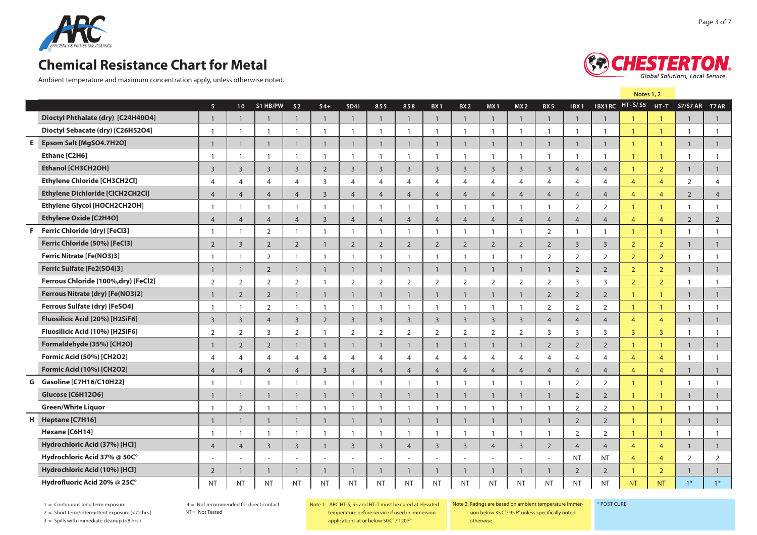# Chemical Resistance Chart for Metal

Ambient temperature and maximum concentration apply, unless otherwise noted.

| | | 5 | 10 | S1 HB/PW | S2 | S4+ | SD4i | 855 | 858 | BX1 | BX2 | MX1 | MX2 | BX5 | IBX1 | IBX1RC | HT-S/S5 (Notes 1, 2) | HT-T (Notes 1, 2) | S7/S7 AR | T7AR |
|---|---|---|---|---|---|---|---|---|---|---|---|---|---|---|---|---|---|---|---|---|
| | Dioctyl Phthalate (dry) [C24H40O4] | 1 | 1 | 1 | 1 | 1 | 1 | 1 | 1 | 1 | 1 | 1 | 1 | 1 | 1 | 1 | 1 | 1 | 1 | 1 |
| | Dioctyl Sebacate (dry) [C26H52O4] | 1 | 1 | 1 | 1 | 1 | 1 | 1 | 1 | 1 | 1 | 1 | 1 | 1 | 1 | 1 | 1 | 1 | 1 | 1 |
| E | Epsom Salt [MgSO4.7H2O] | 1 | 1 | 1 | 1 | 1 | 1 | 1 | 1 | 1 | 1 | 1 | 1 | 1 | 1 | 1 | 1 | 1 | 1 | 1 |
| | Ethane [C2H6] | 1 | 1 | 1 | 1 | 1 | 1 | 1 | 1 | 1 | 1 | 1 | 1 | 1 | 1 | 1 | 1 | 1 | 1 | 1 |
| | Ethanol [CH3CH2OH] | 3 | 3 | 3 | 3 | 2 | 3 | 3 | 3 | 3 | 3 | 3 | 3 | 3 | 4 | 4 | 1 | 2 | 1 | 1 |
| | Ethylene Chloride [CH3CH2Cl] | 4 | 4 | 4 | 4 | 3 | 4 | 4 | 4 | 4 | 4 | 4 | 4 | 4 | 4 | 4 | 4 | 4 | 2 | 4 |
| | Ethylene Dichloride [ClCH2CH2Cl] | 4 | 4 | 4 | 4 | 3 | 4 | 4 | 4 | 4 | 4 | 4 | 4 | 4 | 4 | 4 | 4 | 4 | 2 | 4 |
| | Ethylene Glycol [HOCH2CH2OH] | 1 | 1 | 1 | 1 | 1 | 1 | 1 | 1 | 1 | 1 | 1 | 1 | 1 | 2 | 2 | 1 | 1 | 1 | 1 |
| | Ethylene Oxide [C2H4O] | 4 | 4 | 4 | 4 | 3 | 4 | 4 | 4 | 4 | 4 | 4 | 4 | 4 | 4 | 4 | 4 | 4 | 2 | 2 |
| F | Ferric Chloride (dry) [FeCl3] | 1 | 1 | 2 | 1 | 1 | 1 | 1 | 1 | 1 | 1 | 1 | 1 | 2 | 1 | 1 | 1 | 1 | 1 | 1 |
| | Ferric Chloride (50%) [FeCl3] | 2 | 3 | 2 | 2 | 1 | 2 | 2 | 2 | 2 | 2 | 2 | 2 | 2 | 3 | 3 | 2 | 2 | 1 | 1 |
| | Ferric Nitrate [Fe(NO3)3] | 1 | 1 | 2 | 1 | 1 | 1 | 1 | 1 | 1 | 1 | 1 | 1 | 2 | 2 | 2 | 2 | 2 | 1 | 1 |
| | Ferric Sulfate [Fe2(SO4)3] | 1 | 1 | 2 | 1 | 1 | 1 | 1 | 1 | 1 | 1 | 1 | 1 | 1 | 2 | 2 | 2 | 2 | 1 | 1 |
| | Ferrous Chloride (100%,dry) [FeCl2] | 2 | 2 | 2 | 2 | 1 | 2 | 2 | 2 | 2 | 2 | 2 | 2 | 2 | 3 | 3 | 2 | 2 | 1 | 1 |
| | Ferrous Nitrate (dry) [Fe(NO3)2] | 1 | 2 | 2 | 1 | 1 | 1 | 1 | 1 | 1 | 1 | 1 | 1 | 2 | 2 | 2 | 1 | 1 | 1 | 1 |
| | Ferrous Sulfate (dry) [FeSO4] | 1 | 1 | 2 | 1 | 1 | 1 | 1 | 1 | 1 | 1 | 1 | 1 | 2 | 2 | 2 | 1 | 1 | 1 | 1 |
| | Fluosilicic Acid (20%) [H2SiF6] | 3 | 3 | 4 | 3 | 2 | 3 | 3 | 3 | 3 | 3 | 3 | 3 | 4 | 4 | 4 | 4 | 4 | 1 | 1 |
| | Fluosilicic Acid (10%) [H2SiF6] | 2 | 2 | 3 | 2 | 1 | 2 | 2 | 2 | 2 | 2 | 2 | 2 | 3 | 3 | 3 | 3 | 3 | 1 | 1 |
| | Formaldehyde (35%) [CH2O] | 1 | 2 | 2 | 1 | 1 | 1 | 1 | 1 | 1 | 1 | 1 | 1 | 2 | 2 | 2 | 1 | 1 | 1 | 1 |
| | Formic Acid (50%) [CH2O2] | 4 | 4 | 4 | 4 | 4 | 4 | 4 | 4 | 4 | 4 | 4 | 4 | 4 | 4 | 4 | 4 | 4 | 1 | 1 |
| | Formic Acid (10%) [CH2O2] | 4 | 4 | 4 | 4 | 3 | 4 | 4 | 4 | 4 | 4 | 4 | 4 | 4 | 4 | 4 | 4 | 4 | 1 | 1 |
| G | Gasoline [C7H16/C10H22] | 1 | 1 | 1 | 1 | 1 | 1 | 1 | 1 | 1 | 1 | 1 | 1 | 1 | 2 | 2 | 1 | 1 | 1 | 1 |
| | Glucose [C6H12O6] | 1 | 1 | 1 | 1 | 1 | 1 | 1 | 1 | 1 | 1 | 1 | 1 | 1 | 2 | 2 | 1 | 1 | 1 | 1 |
| | Green/White Liquor | 1 | 2 | 1 | 1 | 1 | 1 | 1 | 1 | 1 | 1 | 1 | 1 | 1 | 2 | 2 | 1 | 1 | 1 | 1 |
| H | Heptane [C7H16] | 1 | 1 | 1 | 1 | 1 | 1 | 1 | 1 | 1 | 1 | 1 | 1 | 1 | 2 | 2 | 1 | 1 | 1 | 1 |
| | Hexane [C6H14] | 1 | 1 | 1 | 1 | 1 | 1 | 1 | 1 | 1 | 1 | 1 | 1 | 1 | 2 | 2 | 1 | 1 | 1 | 1 |
| | Hydrochloric Acid (37%) [HCl] | 4 | 4 | 3 | 3 | 1 | 3 | 3 | 4 | 3 | 3 | 4 | 3 | 2 | 4 | 4 | 4 | 4 | 1 | 1 |
| | Hydrochloric Acid 37% @ 50C° | - | - | - | - | - | - | - | - | - | - | - | - | - | NT | NT | 4 | 4 | 2 | 2 |
| | Hydrochloric Acid (10%) [HCl] | 2 | 1 | 1 | 1 | 1 | 1 | 1 | 1 | 1 | 1 | 1 | 1 | 1 | 2 | 2 | 1 | 2 | 1 | 1 |
| | Hydrofluoric Acid 20% @ 25C° | NT | NT | NT | NT | NT | NT | NT | NT | NT | NT | NT | NT | NT | NT | NT | NT | NT | 1* | 1* |

1 = Continuous long term exposure
2 = Short term/intermittent exposure (<72 hrs.)
3 = Spills with immediate cleanup (<8 hrs.)
4 = Not recommended for direct contact
NT = Not Tested

Note 1: ARC HT-S, S5 and HT-T must be cured at elevated temperature before service if used in immersion applications at or below 50C° / 120F°

Note 2: Ratings are based on ambient temperature immersion below 35C°/ 95F° unless specifically noted otherwise.

\* POST CURE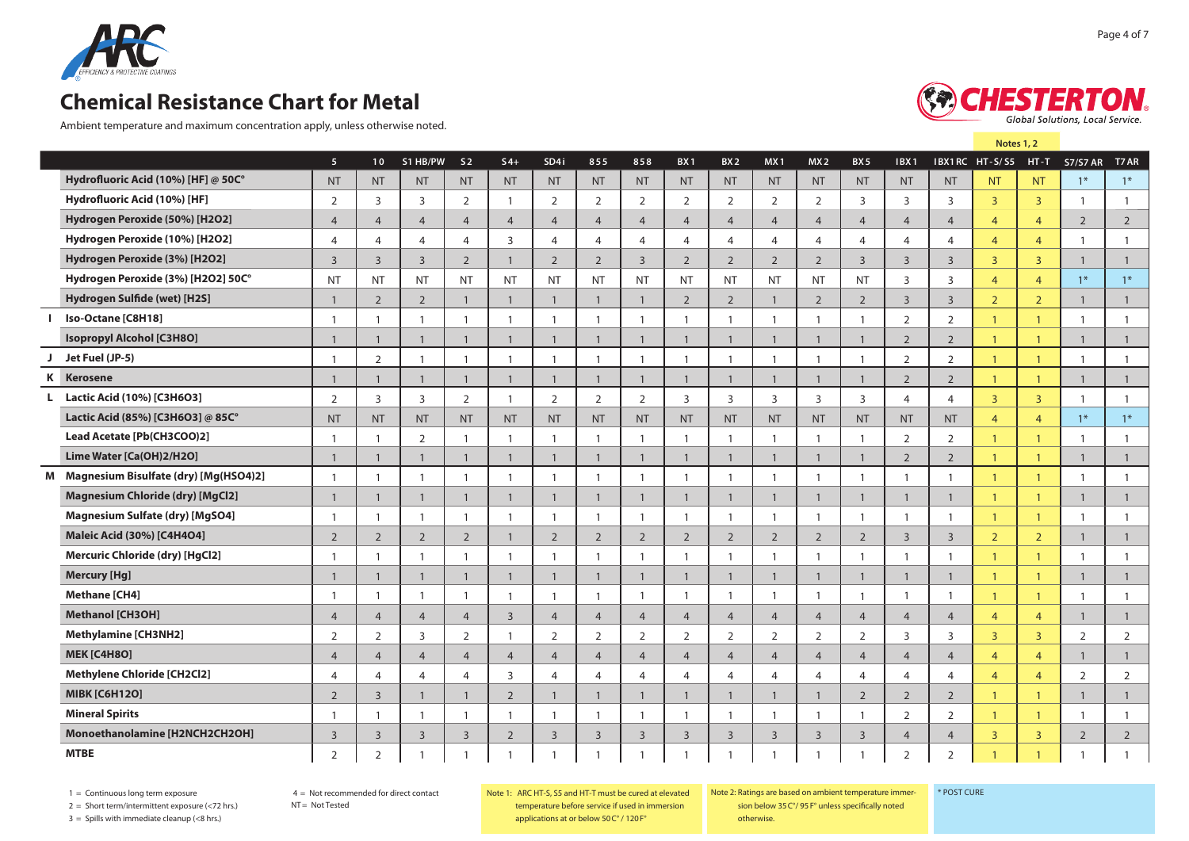# Chemical Resistance Chart for Metal

Ambient temperature and maximum concentration apply, unless otherwise noted.

| | | 5 | 10 | S1 HB/PW | S2 | S4+ | SD4i | 855 | 858 | BX1 | BX2 | MX1 | MX2 | BX5 | IBX1 | IBX1RC | HT-S/S5 (Notes 1, 2) | HT-T (Notes 1, 2) | S7/S7 AR | T7 AR |
|---|---|---|---|---|---|---|---|---|---|---|---|---|---|---|---|---|---|---|---|---|
| | Hydrofluoric Acid (10%) [HF] @ 50C° | NT | NT | NT | NT | NT | NT | NT | NT | NT | NT | NT | NT | NT | NT | NT | NT | NT | 1* | 1* |
| | Hydrofluoric Acid (10%) [HF] | 2 | 3 | 3 | 2 | 1 | 2 | 2 | 2 | 2 | 2 | 2 | 2 | 3 | 3 | 3 | 3 | 3 | 1 | 1 |
| | Hydrogen Peroxide (50%) [H2O2] | 4 | 4 | 4 | 4 | 4 | 4 | 4 | 4 | 4 | 4 | 4 | 4 | 4 | 4 | 4 | 4 | 4 | 2 | 2 |
| | Hydrogen Peroxide (10%) [H2O2] | 4 | 4 | 4 | 4 | 3 | 4 | 4 | 4 | 4 | 4 | 4 | 4 | 4 | 4 | 4 | 4 | 4 | 1 | 1 |
| | Hydrogen Peroxide (3%) [H2O2] | 3 | 3 | 3 | 2 | 1 | 2 | 2 | 3 | 2 | 2 | 2 | 2 | 3 | 3 | 3 | 3 | 3 | 1 | 1 |
| | Hydrogen Peroxide (3%) [H2O2] 50C° | NT | NT | NT | NT | NT | NT | NT | NT | NT | NT | NT | NT | NT | 3 | 3 | 4 | 4 | 1* | 1* |
| | Hydrogen Sulfide (wet) [H2S] | 1 | 2 | 2 | 1 | 1 | 1 | 1 | 1 | 2 | 2 | 1 | 2 | 2 | 3 | 3 | 2 | 2 | 1 | 1 |
| I | Iso-Octane [C8H18] | 1 | 1 | 1 | 1 | 1 | 1 | 1 | 1 | 1 | 1 | 1 | 1 | 1 | 2 | 2 | 1 | 1 | 1 | 1 |
| | Isopropyl Alcohol [C3H8O] | 1 | 1 | 1 | 1 | 1 | 1 | 1 | 1 | 1 | 1 | 1 | 1 | 1 | 2 | 2 | 1 | 1 | 1 | 1 |
| J | Jet Fuel (JP-5) | 1 | 2 | 1 | 1 | 1 | 1 | 1 | 1 | 1 | 1 | 1 | 1 | 1 | 2 | 2 | 1 | 1 | 1 | 1 |
| K | Kerosene | 1 | 1 | 1 | 1 | 1 | 1 | 1 | 1 | 1 | 1 | 1 | 1 | 1 | 2 | 2 | 1 | 1 | 1 | 1 |
| L | Lactic Acid (10%) [C3H6O3] | 2 | 3 | 3 | 2 | 1 | 2 | 2 | 2 | 3 | 3 | 3 | 3 | 3 | 4 | 4 | 3 | 3 | 1 | 1 |
| | Lactic Acid (85%) [C3H6O3] @ 85C° | NT | NT | NT | NT | NT | NT | NT | NT | NT | NT | NT | NT | NT | NT | NT | 4 | 4 | 1* | 1* |
| | Lead Acetate [Pb(CH3COO)2] | 1 | 1 | 2 | 1 | 1 | 1 | 1 | 1 | 1 | 1 | 1 | 1 | 1 | 2 | 2 | 1 | 1 | 1 | 1 |
| | Lime Water [Ca(OH)2/H2O] | 1 | 1 | 1 | 1 | 1 | 1 | 1 | 1 | 1 | 1 | 1 | 1 | 1 | 2 | 2 | 1 | 1 | 1 | 1 |
| M | Magnesium Bisulfate (dry) [Mg(HSO4)2] | 1 | 1 | 1 | 1 | 1 | 1 | 1 | 1 | 1 | 1 | 1 | 1 | 1 | 1 | 1 | 1 | 1 | 1 | 1 |
| | Magnesium Chloride (dry) [MgCl2] | 1 | 1 | 1 | 1 | 1 | 1 | 1 | 1 | 1 | 1 | 1 | 1 | 1 | 1 | 1 | 1 | 1 | 1 | 1 |
| | Magnesium Sulfate (dry) [MgSO4] | 1 | 1 | 1 | 1 | 1 | 1 | 1 | 1 | 1 | 1 | 1 | 1 | 1 | 1 | 1 | 1 | 1 | 1 | 1 |
| | Maleic Acid (30%) [C4H4O4] | 2 | 2 | 2 | 2 | 1 | 2 | 2 | 2 | 2 | 2 | 2 | 2 | 2 | 3 | 3 | 2 | 2 | 1 | 1 |
| | Mercuric Chloride (dry) [HgCl2] | 1 | 1 | 1 | 1 | 1 | 1 | 1 | 1 | 1 | 1 | 1 | 1 | 1 | 1 | 1 | 1 | 1 | 1 | 1 |
| | Mercury [Hg] | 1 | 1 | 1 | 1 | 1 | 1 | 1 | 1 | 1 | 1 | 1 | 1 | 1 | 1 | 1 | 1 | 1 | 1 | 1 |
| | Methane [CH4] | 1 | 1 | 1 | 1 | 1 | 1 | 1 | 1 | 1 | 1 | 1 | 1 | 1 | 1 | 1 | 1 | 1 | 1 | 1 |
| | Methanol [CH3OH] | 4 | 4 | 4 | 4 | 3 | 4 | 4 | 4 | 4 | 4 | 4 | 4 | 4 | 4 | 4 | 4 | 4 | 1 | 1 |
| | Methylamine [CH3NH2] | 2 | 2 | 3 | 2 | 1 | 2 | 2 | 2 | 2 | 2 | 2 | 2 | 2 | 3 | 3 | 3 | 3 | 2 | 2 |
| | MEK [C4H8O] | 4 | 4 | 4 | 4 | 4 | 4 | 4 | 4 | 4 | 4 | 4 | 4 | 4 | 4 | 4 | 4 | 4 | 1 | 1 |
| | Methylene Chloride [CH2Cl2] | 4 | 4 | 4 | 4 | 3 | 4 | 4 | 4 | 4 | 4 | 4 | 4 | 4 | 4 | 4 | 4 | 4 | 2 | 2 |
| | MIBK [C6H12O] | 2 | 3 | 1 | 1 | 2 | 1 | 1 | 1 | 1 | 1 | 1 | 1 | 2 | 2 | 2 | 1 | 1 | 1 | 1 |
| | Mineral Spirits | 1 | 1 | 1 | 1 | 1 | 1 | 1 | 1 | 1 | 1 | 1 | 1 | 1 | 2 | 2 | 1 | 1 | 1 | 1 |
| | Monoethanolamine [H2NCH2CH2OH] | 3 | 3 | 3 | 3 | 2 | 3 | 3 | 3 | 3 | 3 | 3 | 3 | 3 | 4 | 4 | 3 | 3 | 2 | 2 |
| | MTBE | 2 | 2 | 1 | 1 | 1 | 1 | 1 | 1 | 1 | 1 | 1 | 1 | 1 | 2 | 2 | 1 | 1 | 1 | 1 |

1 = Continuous long term exposure
2 = Short term/intermittent exposure (<72 hrs.)
3 = Spills with immediate cleanup (<8 hrs.)
4 = Not recommended for direct contact
NT = Not Tested

Note 1: ARC HT-S, S5 and HT-T must be cured at elevated temperature before service if used in immersion applications at or below 50C° / 120F°

Note 2: Ratings are based on ambient temperature immersion below 35C°/ 95F° unless specifically noted otherwise.

* POST CURE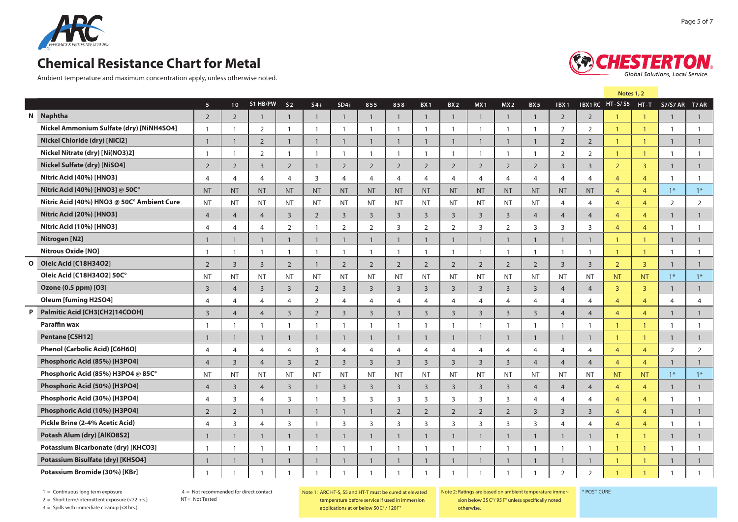# Chemical Resistance Chart for Metal

Ambient temperature and maximum concentration apply, unless otherwise noted.

| | | 5 | 10 | S1 HB/PW | S2 | S4+ | SD4i | 855 | 858 | BX1 | BX2 | MX1 | MX2 | BX5 | IBX1 | IBX1RC | HT-S/S5 (Notes 1, 2) | HT-T (Notes 1, 2) | S7/S7 AR | T7AR |
|---|---|---|---|---|---|---|---|---|---|---|---|---|---|---|---|---|---|---|---|---|
| N | Naphtha | 2 | 2 | 1 | 1 | 1 | 1 | 1 | 1 | 1 | 1 | 1 | 1 | 1 | 2 | 2 | 1 | 1 | 1 | 1 |
| | Nickel Ammonium Sulfate (dry) [NiNH4SO4] | 1 | 1 | 2 | 1 | 1 | 1 | 1 | 1 | 1 | 1 | 1 | 1 | 1 | 2 | 2 | 1 | 1 | 1 | 1 |
| | Nickel Chloride (dry) [NiCl2] | 1 | 1 | 2 | 1 | 1 | 1 | 1 | 1 | 1 | 1 | 1 | 1 | 1 | 2 | 2 | 1 | 1 | 1 | 1 |
| | Nickel Nitrate (dry) [Ni(NO3)2] | 1 | 1 | 2 | 1 | 1 | 1 | 1 | 1 | 1 | 1 | 1 | 1 | 1 | 2 | 2 | 1 | 1 | 1 | 1 |
| | Nickel Sulfate (dry) [NiSO4] | 2 | 2 | 3 | 2 | 1 | 2 | 2 | 2 | 2 | 2 | 2 | 2 | 2 | 3 | 3 | 2 | 3 | 1 | 1 |
| | Nitric Acid (40%) [HNO3] | 4 | 4 | 4 | 4 | 3 | 4 | 4 | 4 | 4 | 4 | 4 | 4 | 4 | 4 | 4 | 4 | 4 | 1 | 1 |
| | Nitric Acid (40%) [HNO3] @ 50C° | NT | NT | NT | NT | NT | NT | NT | NT | NT | NT | NT | NT | NT | NT | NT | 4 | 4 | 1* | 1* |
| | Nitric Acid (40%) HNO3 @ 50C° Ambient Cure | NT | NT | NT | NT | NT | NT | NT | NT | NT | NT | NT | NT | NT | 4 | 4 | 4 | 4 | 2 | 2 |
| | Nitric Acid (20%) [HNO3] | 4 | 4 | 4 | 3 | 2 | 3 | 3 | 3 | 3 | 3 | 3 | 3 | 4 | 4 | 4 | 4 | 4 | 1 | 1 |
| | Nitric Acid (10%) [HNO3] | 4 | 4 | 4 | 2 | 1 | 2 | 2 | 3 | 2 | 2 | 3 | 2 | 3 | 3 | 3 | 4 | 4 | 1 | 1 |
| | Nitrogen [N2] | 1 | 1 | 1 | 1 | 1 | 1 | 1 | 1 | 1 | 1 | 1 | 1 | 1 | 1 | 1 | 1 | 1 | 1 | 1 |
| | Nitrous Oxide [NO] | 1 | 1 | 1 | 1 | 1 | 1 | 1 | 1 | 1 | 1 | 1 | 1 | 1 | 1 | 1 | 1 | 1 | 1 | 1 |
| O | Oleic Acid [C18H34O2] | 2 | 3 | 3 | 2 | 1 | 2 | 2 | 2 | 2 | 2 | 2 | 2 | 2 | 3 | 3 | 2 | 3 | 1 | 1 |
| | Oleic Acid [C18H34O2] 50C° | NT | NT | NT | NT | NT | NT | NT | NT | NT | NT | NT | NT | NT | NT | NT | NT | NT | 1* | 1* |
| | Ozone (0.5 ppm) [O3] | 3 | 4 | 3 | 3 | 2 | 3 | 3 | 3 | 3 | 3 | 3 | 3 | 3 | 4 | 4 | 3 | 3 | 1 | 1 |
| | Oleum [fuming H2SO4] | 4 | 4 | 4 | 4 | 2 | 4 | 4 | 4 | 4 | 4 | 4 | 4 | 4 | 4 | 4 | 4 | 4 | 4 | 4 |
| P | Palmitic Acid [CH3(CH2)14COOH] | 3 | 4 | 4 | 3 | 2 | 3 | 3 | 3 | 3 | 3 | 3 | 3 | 3 | 4 | 4 | 4 | 4 | 1 | 1 |
| | Paraffin wax | 1 | 1 | 1 | 1 | 1 | 1 | 1 | 1 | 1 | 1 | 1 | 1 | 1 | 1 | 1 | 1 | 1 | 1 | 1 |
| | Pentane [C5H12] | 1 | 1 | 1 | 1 | 1 | 1 | 1 | 1 | 1 | 1 | 1 | 1 | 1 | 1 | 1 | 1 | 1 | 1 | 1 |
| | Phenol (Carbolic Acid) [C6H6O] | 4 | 4 | 4 | 4 | 3 | 4 | 4 | 4 | 4 | 4 | 4 | 4 | 4 | 4 | 4 | 4 | 4 | 2 | 2 |
| | Phosphoric Acid (85%) [H3PO4] | 4 | 3 | 4 | 3 | 2 | 3 | 3 | 3 | 3 | 3 | 3 | 3 | 4 | 4 | 4 | 4 | 4 | 1 | 1 |
| | Phosphoric Acid (85%) H3PO4 @ 85C° | NT | NT | NT | NT | NT | NT | NT | NT | NT | NT | NT | NT | NT | NT | NT | NT | NT | 1* | 1* |
| | Phosphoric Acid (50%) [H3PO4] | 4 | 3 | 4 | 3 | 1 | 3 | 3 | 3 | 3 | 3 | 3 | 3 | 4 | 4 | 4 | 4 | 4 | 1 | 1 |
| | Phosphoric Acid (30%) [H3PO4] | 4 | 3 | 4 | 3 | 1 | 3 | 3 | 3 | 3 | 3 | 3 | 3 | 4 | 4 | 4 | 4 | 4 | 1 | 1 |
| | Phosphoric Acid (10%) [H3PO4] | 2 | 2 | 1 | 1 | 1 | 1 | 1 | 2 | 2 | 2 | 2 | 2 | 3 | 3 | 3 | 4 | 4 | 1 | 1 |
| | Pickle Brine (2-4% Acetic Acid) | 4 | 3 | 4 | 3 | 1 | 3 | 3 | 3 | 3 | 3 | 3 | 3 | 3 | 4 | 4 | 4 | 4 | 1 | 1 |
| | Potash Alum (dry) [AlKO8S2] | 1 | 1 | 1 | 1 | 1 | 1 | 1 | 1 | 1 | 1 | 1 | 1 | 1 | 1 | 1 | 1 | 1 | 1 | 1 |
| | Potassium Bicarbonate (dry) [KHCO3] | 1 | 1 | 1 | 1 | 1 | 1 | 1 | 1 | 1 | 1 | 1 | 1 | 1 | 1 | 1 | 1 | 1 | 1 | 1 |
| | Potassium Bisulfate (dry) [KHSO4] | 1 | 1 | 1 | 1 | 1 | 1 | 1 | 1 | 1 | 1 | 1 | 1 | 1 | 1 | 1 | 1 | 1 | 1 | 1 |
| | Potassium Bromide (30%) [KBr] | 1 | 1 | 1 | 1 | 1 | 1 | 1 | 1 | 1 | 1 | 1 | 1 | 1 | 2 | 2 | 1 | 1 | 1 | 1 |

1 = Continuous long term exposure
2 = Short term/intermittent exposure (<72 hrs.)
3 = Spills with immediate cleanup (<8 hrs.)
4 = Not recommended for direct contact
NT = Not Tested

Note 1: ARC HT-S, S5 and HT-T must be cured at elevated temperature before service if used in immersion applications at or below 50C° / 120F°

Note 2: Ratings are based on ambient temperature immersion below 35C°/ 95F° unless specifically noted otherwise.

* POST CURE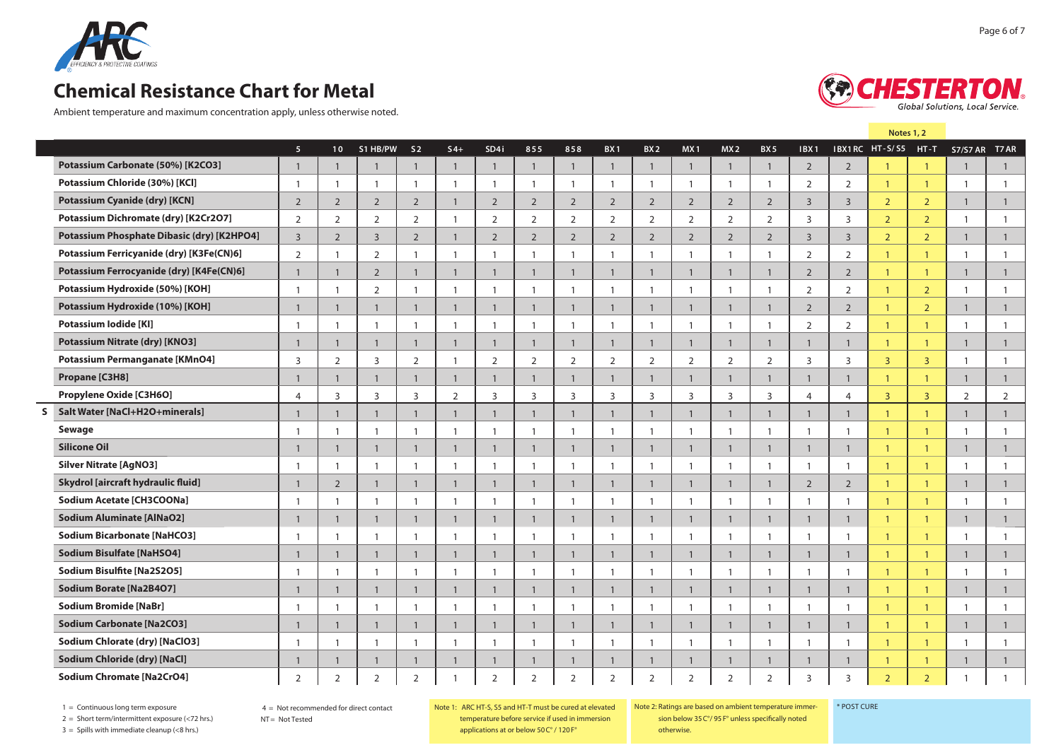# Chemical Resistance Chart for Metal

Ambient temperature and maximum concentration apply, unless otherwise noted.

| | | 5 | 10 | S1 HB/PW | S2 | S4+ | SD4i | 855 | 858 | BX1 | BX2 | MX1 | MX2 | BX5 | IBX1 | IBX1RC | HT-S/S5 (Notes 1, 2) | HT-T (Notes 1, 2) | S7/S7 AR | T7AR |
|---|---|---|---|---|---|---|---|---|---|---|---|---|---|---|---|---|---|---|---|---|
| | Potassium Carbonate (50%) [K2CO3] | 1 | 1 | 1 | 1 | 1 | 1 | 1 | 1 | 1 | 1 | 1 | 1 | 1 | 2 | 2 | 1 | 1 | 1 | 1 |
| | Potassium Chloride (30%) [KCl] | 1 | 1 | 1 | 1 | 1 | 1 | 1 | 1 | 1 | 1 | 1 | 1 | 1 | 2 | 2 | 1 | 1 | 1 | 1 |
| | Potassium Cyanide (dry) [KCN] | 2 | 2 | 2 | 2 | 1 | 2 | 2 | 2 | 2 | 2 | 2 | 2 | 2 | 3 | 3 | 2 | 2 | 1 | 1 |
| | Potassium Dichromate (dry) [K2Cr2O7] | 2 | 2 | 2 | 2 | 1 | 2 | 2 | 2 | 2 | 2 | 2 | 2 | 2 | 3 | 3 | 2 | 2 | 1 | 1 |
| | Potassium Phosphate Dibasic (dry) [K2HPO4] | 3 | 2 | 3 | 2 | 1 | 2 | 2 | 2 | 2 | 2 | 2 | 2 | 2 | 3 | 3 | 2 | 2 | 1 | 1 |
| | Potassium Ferricyanide (dry) [K3Fe(CN)6] | 2 | 1 | 2 | 1 | 1 | 1 | 1 | 1 | 1 | 1 | 1 | 1 | 1 | 2 | 2 | 1 | 1 | 1 | 1 |
| | Potassium Ferrocyanide (dry) [K4Fe(CN)6] | 1 | 1 | 2 | 1 | 1 | 1 | 1 | 1 | 1 | 1 | 1 | 1 | 1 | 2 | 2 | 1 | 1 | 1 | 1 |
| | Potassium Hydroxide (50%) [KOH] | 1 | 1 | 2 | 1 | 1 | 1 | 1 | 1 | 1 | 1 | 1 | 1 | 1 | 2 | 2 | 1 | 2 | 1 | 1 |
| | Potassium Hydroxide (10%) [KOH] | 1 | 1 | 1 | 1 | 1 | 1 | 1 | 1 | 1 | 1 | 1 | 1 | 1 | 2 | 2 | 1 | 2 | 1 | 1 |
| | Potassium Iodide [KI] | 1 | 1 | 1 | 1 | 1 | 1 | 1 | 1 | 1 | 1 | 1 | 1 | 1 | 2 | 2 | 1 | 1 | 1 | 1 |
| | Potassium Nitrate (dry) [KNO3] | 1 | 1 | 1 | 1 | 1 | 1 | 1 | 1 | 1 | 1 | 1 | 1 | 1 | 1 | 1 | 1 | 1 | 1 | 1 |
| | Potassium Permanganate [KMnO4] | 3 | 2 | 3 | 2 | 1 | 2 | 2 | 2 | 2 | 2 | 2 | 2 | 2 | 3 | 3 | 3 | 3 | 1 | 1 |
| | Propane [C3H8] | 1 | 1 | 1 | 1 | 1 | 1 | 1 | 1 | 1 | 1 | 1 | 1 | 1 | 1 | 1 | 1 | 1 | 1 | 1 |
| | Propylene Oxide [C3H6O] | 4 | 3 | 3 | 3 | 2 | 3 | 3 | 3 | 3 | 3 | 3 | 3 | 3 | 4 | 4 | 3 | 3 | 2 | 2 |
| S | Salt Water [NaCl+H2O+minerals] | 1 | 1 | 1 | 1 | 1 | 1 | 1 | 1 | 1 | 1 | 1 | 1 | 1 | 1 | 1 | 1 | 1 | 1 | 1 |
| | Sewage | 1 | 1 | 1 | 1 | 1 | 1 | 1 | 1 | 1 | 1 | 1 | 1 | 1 | 1 | 1 | 1 | 1 | 1 | 1 |
| | Silicone Oil | 1 | 1 | 1 | 1 | 1 | 1 | 1 | 1 | 1 | 1 | 1 | 1 | 1 | 1 | 1 | 1 | 1 | 1 | 1 |
| | Silver Nitrate [AgNO3] | 1 | 1 | 1 | 1 | 1 | 1 | 1 | 1 | 1 | 1 | 1 | 1 | 1 | 1 | 1 | 1 | 1 | 1 | 1 |
| | Skydrol [aircraft hydraulic fluid] | 1 | 2 | 1 | 1 | 1 | 1 | 1 | 1 | 1 | 1 | 1 | 1 | 1 | 2 | 2 | 1 | 1 | 1 | 1 |
| | Sodium Acetate [CH3COONa] | 1 | 1 | 1 | 1 | 1 | 1 | 1 | 1 | 1 | 1 | 1 | 1 | 1 | 1 | 1 | 1 | 1 | 1 | 1 |
| | Sodium Aluminate [AlNaO2] | 1 | 1 | 1 | 1 | 1 | 1 | 1 | 1 | 1 | 1 | 1 | 1 | 1 | 1 | 1 | 1 | 1 | 1 | 1 |
| | Sodium Bicarbonate [NaHCO3] | 1 | 1 | 1 | 1 | 1 | 1 | 1 | 1 | 1 | 1 | 1 | 1 | 1 | 1 | 1 | 1 | 1 | 1 | 1 |
| | Sodium Bisulfate [NaHSO4] | 1 | 1 | 1 | 1 | 1 | 1 | 1 | 1 | 1 | 1 | 1 | 1 | 1 | 1 | 1 | 1 | 1 | 1 | 1 |
| | Sodium Bisulfite [Na2S2O5] | 1 | 1 | 1 | 1 | 1 | 1 | 1 | 1 | 1 | 1 | 1 | 1 | 1 | 1 | 1 | 1 | 1 | 1 | 1 |
| | Sodium Borate [Na2B4O7] | 1 | 1 | 1 | 1 | 1 | 1 | 1 | 1 | 1 | 1 | 1 | 1 | 1 | 1 | 1 | 1 | 1 | 1 | 1 |
| | Sodium Bromide [NaBr] | 1 | 1 | 1 | 1 | 1 | 1 | 1 | 1 | 1 | 1 | 1 | 1 | 1 | 1 | 1 | 1 | 1 | 1 | 1 |
| | Sodium Carbonate [Na2CO3] | 1 | 1 | 1 | 1 | 1 | 1 | 1 | 1 | 1 | 1 | 1 | 1 | 1 | 1 | 1 | 1 | 1 | 1 | 1 |
| | Sodium Chlorate (dry) [NaClO3] | 1 | 1 | 1 | 1 | 1 | 1 | 1 | 1 | 1 | 1 | 1 | 1 | 1 | 1 | 1 | 1 | 1 | 1 | 1 |
| | Sodium Chloride (dry) [NaCl] | 1 | 1 | 1 | 1 | 1 | 1 | 1 | 1 | 1 | 1 | 1 | 1 | 1 | 1 | 1 | 1 | 1 | 1 | 1 |
| | Sodium Chromate [Na2CrO4] | 2 | 2 | 2 | 2 | 1 | 2 | 2 | 2 | 2 | 2 | 2 | 2 | 2 | 3 | 3 | 2 | 2 | 1 | 1 |

1 = Continuous long term exposure
2 = Short term/intermittent exposure (<72 hrs.)
3 = Spills with immediate cleanup (<8 hrs.)
4 = Not recommended for direct contact
NT = Not Tested

Note 1: ARC HT-S, S5 and HT-T must be cured at elevated temperature before service if used in immersion applications at or below 50C° / 120F°

Note 2: Ratings are based on ambient temperature immersion below 35C°/ 95F° unless specifically noted otherwise.

* POST CURE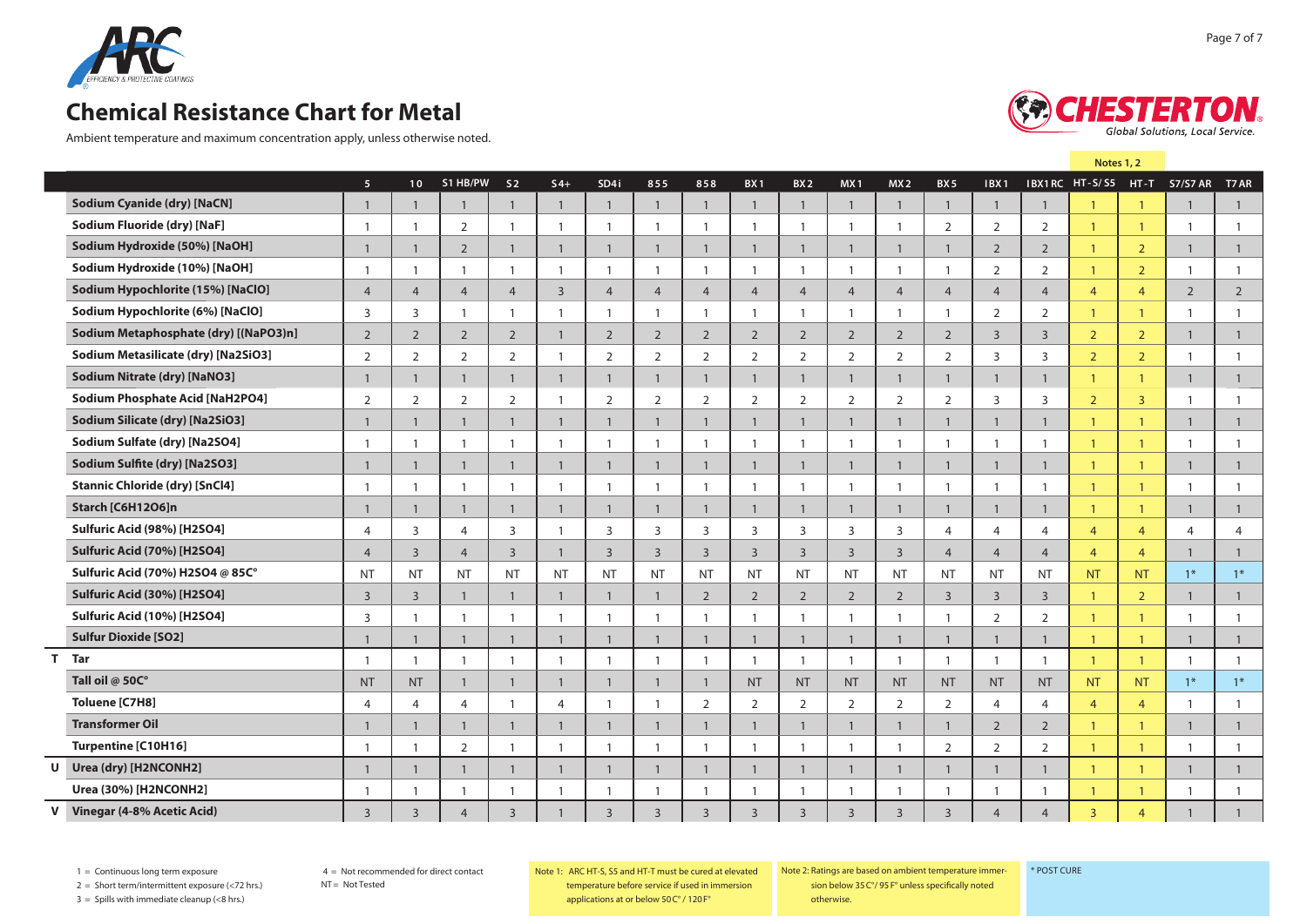# Chemical Resistance Chart for Metal

Ambient temperature and maximum concentration apply, unless otherwise noted.

| | | 5 | 10 | S1 HB/PW | S2 | S4+ | SD4i | 855 | 858 | BX1 | BX2 | MX1 | MX2 | BX5 | IBX1 | IBX1RC | HT-S/S5 (Notes 1, 2) | HT-T (Notes 1, 2) | S7/S7 AR | T7 AR |
|---|---|---|---|---|---|---|---|---|---|---|---|---|---|---|---|---|---|---|---|---|
| | Sodium Cyanide (dry) [NaCN] | 1 | 1 | 1 | 1 | 1 | 1 | 1 | 1 | 1 | 1 | 1 | 1 | 1 | 1 | 1 | 1 | 1 | 1 | 1 |
| | Sodium Fluoride (dry) [NaF] | 1 | 1 | 2 | 1 | 1 | 1 | 1 | 1 | 1 | 1 | 1 | 1 | 2 | 2 | 2 | 1 | 1 | 1 | 1 |
| | Sodium Hydroxide (50%) [NaOH] | 1 | 1 | 2 | 1 | 1 | 1 | 1 | 1 | 1 | 1 | 1 | 1 | 1 | 2 | 2 | 1 | 2 | 1 | 1 |
| | Sodium Hydroxide (10%) [NaOH] | 1 | 1 | 1 | 1 | 1 | 1 | 1 | 1 | 1 | 1 | 1 | 1 | 1 | 2 | 2 | 1 | 2 | 1 | 1 |
| | Sodium Hypochlorite (15%) [NaClO] | 4 | 4 | 4 | 4 | 3 | 4 | 4 | 4 | 4 | 4 | 4 | 4 | 4 | 4 | 4 | 4 | 4 | 2 | 2 |
| | Sodium Hypochlorite (6%) [NaClO] | 3 | 3 | 1 | 1 | 1 | 1 | 1 | 1 | 1 | 1 | 1 | 1 | 1 | 2 | 2 | 1 | 1 | 1 | 1 |
| | Sodium Metaphosphate (dry) [(NaPO3)n] | 2 | 2 | 2 | 2 | 1 | 2 | 2 | 2 | 2 | 2 | 2 | 2 | 2 | 3 | 3 | 2 | 2 | 1 | 1 |
| | Sodium Metasilicate (dry) [Na2SiO3] | 2 | 2 | 2 | 2 | 1 | 2 | 2 | 2 | 2 | 2 | 2 | 2 | 2 | 3 | 3 | 2 | 2 | 1 | 1 |
| | Sodium Nitrate (dry) [NaNO3] | 1 | 1 | 1 | 1 | 1 | 1 | 1 | 1 | 1 | 1 | 1 | 1 | 1 | 1 | 1 | 1 | 1 | 1 | 1 |
| | Sodium Phosphate Acid [NaH2PO4] | 2 | 2 | 2 | 2 | 1 | 2 | 2 | 2 | 2 | 2 | 2 | 2 | 2 | 3 | 3 | 2 | 3 | 1 | 1 |
| | Sodium Silicate (dry) [Na2SiO3] | 1 | 1 | 1 | 1 | 1 | 1 | 1 | 1 | 1 | 1 | 1 | 1 | 1 | 1 | 1 | 1 | 1 | 1 | 1 |
| | Sodium Sulfate (dry) [Na2SO4] | 1 | 1 | 1 | 1 | 1 | 1 | 1 | 1 | 1 | 1 | 1 | 1 | 1 | 1 | 1 | 1 | 1 | 1 | 1 |
| | Sodium Sulfite (dry) [Na2SO3] | 1 | 1 | 1 | 1 | 1 | 1 | 1 | 1 | 1 | 1 | 1 | 1 | 1 | 1 | 1 | 1 | 1 | 1 | 1 |
| | Stannic Chloride (dry) [SnCl4] | 1 | 1 | 1 | 1 | 1 | 1 | 1 | 1 | 1 | 1 | 1 | 1 | 1 | 1 | 1 | 1 | 1 | 1 | 1 |
| | Starch [C6H12O6]n | 1 | 1 | 1 | 1 | 1 | 1 | 1 | 1 | 1 | 1 | 1 | 1 | 1 | 1 | 1 | 1 | 1 | 1 | 1 |
| | Sulfuric Acid (98%) [H2SO4] | 4 | 3 | 4 | 3 | 1 | 3 | 3 | 3 | 3 | 3 | 3 | 3 | 4 | 4 | 4 | 4 | 4 | 4 | 4 |
| | Sulfuric Acid (70%) [H2SO4] | 4 | 3 | 4 | 3 | 1 | 3 | 3 | 3 | 3 | 3 | 3 | 3 | 4 | 4 | 4 | 4 | 4 | 1 | 1 |
| | Sulfuric Acid (70%) H2SO4 @ 85C° | NT | NT | NT | NT | NT | NT | NT | NT | NT | NT | NT | NT | NT | NT | NT | NT | NT | 1* | 1* |
| | Sulfuric Acid (30%) [H2SO4] | 3 | 3 | 1 | 1 | 1 | 1 | 1 | 2 | 2 | 2 | 2 | 2 | 3 | 3 | 3 | 1 | 2 | 1 | 1 |
| | Sulfuric Acid (10%) [H2SO4] | 3 | 1 | 1 | 1 | 1 | 1 | 1 | 1 | 1 | 1 | 1 | 1 | 1 | 2 | 2 | 1 | 1 | 1 | 1 |
| | Sulfur Dioxide [SO2] | 1 | 1 | 1 | 1 | 1 | 1 | 1 | 1 | 1 | 1 | 1 | 1 | 1 | 1 | 1 | 1 | 1 | 1 | 1 |
| T | Tar | 1 | 1 | 1 | 1 | 1 | 1 | 1 | 1 | 1 | 1 | 1 | 1 | 1 | 1 | 1 | 1 | 1 | 1 | 1 |
| | Tall oil @ 50C° | NT | NT | 1 | 1 | 1 | 1 | 1 | 1 | NT | NT | NT | NT | NT | NT | NT | NT | NT | 1* | 1* |
| | Toluene [C7H8] | 4 | 4 | 4 | 1 | 4 | 1 | 1 | 2 | 2 | 2 | 2 | 2 | 2 | 4 | 4 | 4 | 4 | 1 | 1 |
| | Transformer Oil | 1 | 1 | 1 | 1 | 1 | 1 | 1 | 1 | 1 | 1 | 1 | 1 | 1 | 2 | 2 | 1 | 1 | 1 | 1 |
| | Turpentine [C10H16] | 1 | 1 | 2 | 1 | 1 | 1 | 1 | 1 | 1 | 1 | 1 | 1 | 2 | 2 | 2 | 1 | 1 | 1 | 1 |
| U | Urea (dry) [H2NCONH2] | 1 | 1 | 1 | 1 | 1 | 1 | 1 | 1 | 1 | 1 | 1 | 1 | 1 | 1 | 1 | 1 | 1 | 1 | 1 |
| | Urea (30%) [H2NCONH2] | 1 | 1 | 1 | 1 | 1 | 1 | 1 | 1 | 1 | 1 | 1 | 1 | 1 | 1 | 1 | 1 | 1 | 1 | 1 |
| V | Vinegar (4-8% Acetic Acid) | 3 | 3 | 4 | 3 | 1 | 3 | 3 | 3 | 3 | 3 | 3 | 3 | 3 | 4 | 4 | 3 | 4 | 1 | 1 |

1 = Continuous long term exposure
2 = Short term/intermittent exposure (<72 hrs.)
3 = Spills with immediate cleanup (<8 hrs.)
4 = Not recommended for direct contact
NT = Not Tested

Note 1: ARC HT-S, S5 and HT-T must be cured at elevated temperature before service if used in immersion applications at or below 50C° / 120F°

Note 2: Ratings are based on ambient temperature immersion below 35C°/ 95F° unless specifically noted otherwise.

\* POST CURE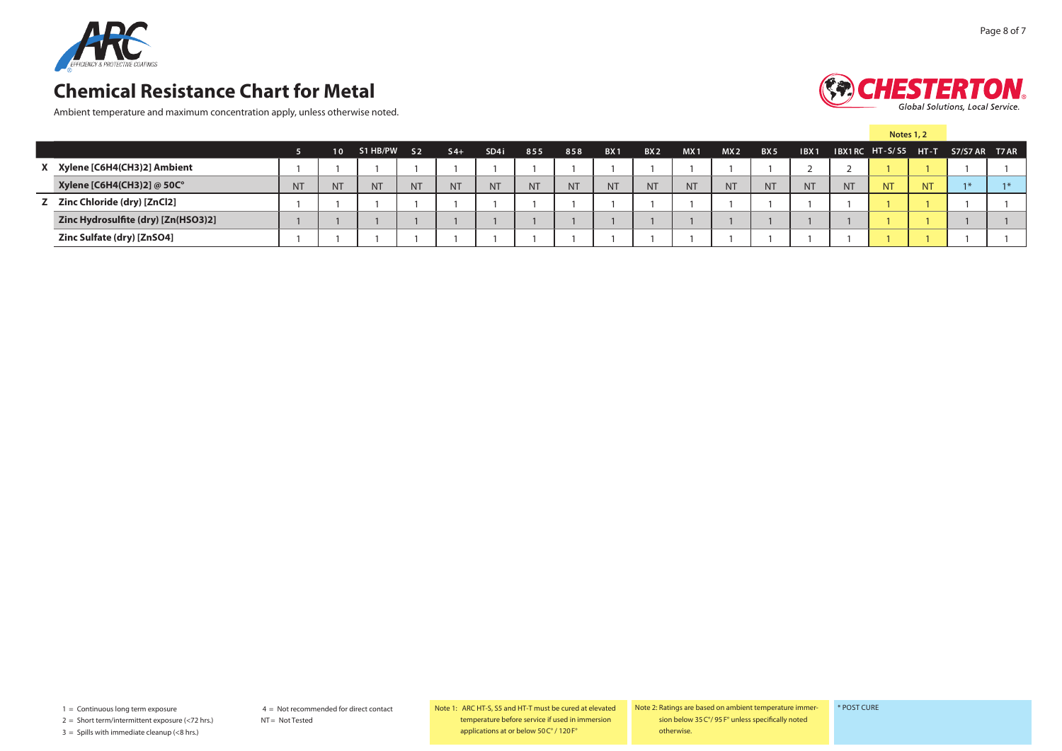# Chemical Resistance Chart for Metal

Ambient temperature and maximum concentration apply, unless otherwise noted.

| | | 5 | 10 | S1 HB/PW | S2 | S4+ | SD4i | 855 | 858 | BX1 | BX2 | MX1 | MX2 | BX5 | IBX1 | IBX1RC | HT-S/S5 (Notes 1, 2) | HT-T (Notes 1, 2) | S7/S7 AR | T7AR |
|---|---|---|---|---|---|---|---|---|---|---|---|---|---|---|---|---|---|---|---|---|
| X | Xylene [C6H4(CH3)2] Ambient | 1 | 1 | 1 | 1 | 1 | 1 | 1 | 1 | 1 | 1 | 1 | 1 | 1 | 2 | 2 | 1 | 1 | 1 | 1 |
| | Xylene [C6H4(CH3)2] @ 50C° | NT | NT | NT | NT | NT | NT | NT | NT | NT | NT | NT | NT | NT | NT | NT | NT | NT | 1* | 1* |
| Z | Zinc Chloride (dry) [ZnCl2] | 1 | 1 | 1 | 1 | 1 | 1 | 1 | 1 | 1 | 1 | 1 | 1 | 1 | 1 | 1 | 1 | 1 | 1 | 1 |
| | Zinc Hydrosulfite (dry) [Zn(HSO3)2] | 1 | 1 | 1 | 1 | 1 | 1 | 1 | 1 | 1 | 1 | 1 | 1 | 1 | 1 | 1 | 1 | 1 | 1 | 1 |
| | Zinc Sulfate (dry) [ZnSO4] | 1 | 1 | 1 | 1 | 1 | 1 | 1 | 1 | 1 | 1 | 1 | 1 | 1 | 1 | 1 | 1 | 1 | 1 | 1 |

1 = Continuous long term exposure
2 = Short term/intermittent exposure (<72 hrs.)
3 = Spills with immediate cleanup (<8 hrs.)
4 = Not recommended for direct contact
NT = Not Tested

Note 1: ARC HT-S, S5 and HT-T must be cured at elevated temperature before service if used in immersion applications at or below 50C° / 120F°

Note 2: Ratings are based on ambient temperature immersion below 35C°/ 95F° unless specifically noted otherwise.

\* POST CURE